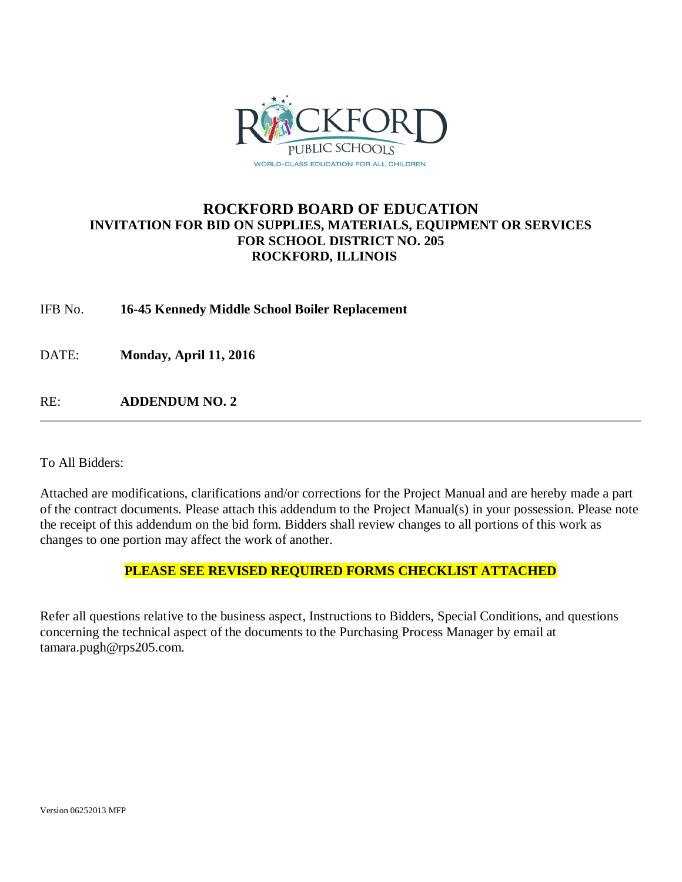ROCKFORD PUBLIC SCHOOLS

WORLD-CLASS EDUCATION FOR ALL CHILDREN

# ROCKFORD BOARD OF EDUCATION

## INVITATION FOR BID ON SUPPLIES, MATERIALS, EQUIPMENT OR SERVICES FOR SCHOOL DISTRICT NO. 205 ROCKFORD, ILLINOIS

IFB No. **16-45 Kennedy Middle School Boiler Replacement**

DATE: **Monday, April 11, 2016**

RE: **ADDENDUM NO. 2**

---

To All Bidders:

Attached are modifications, clarifications and/or corrections for the Project Manual and are hereby made a part of the contract documents. Please attach this addendum to the Project Manual(s) in your possession. Please note the receipt of this addendum on the bid form. Bidders shall review changes to all portions of this work as changes to one portion may affect the work of another.

**PLEASE SEE REVISED REQUIRED FORMS CHECKLIST ATTACHED**

Refer all questions relative to the business aspect, Instructions to Bidders, Special Conditions, and questions concerning the technical aspect of the documents to the Purchasing Process Manager by email at tamara.pugh@rps205.com.

Version 06252013 MFP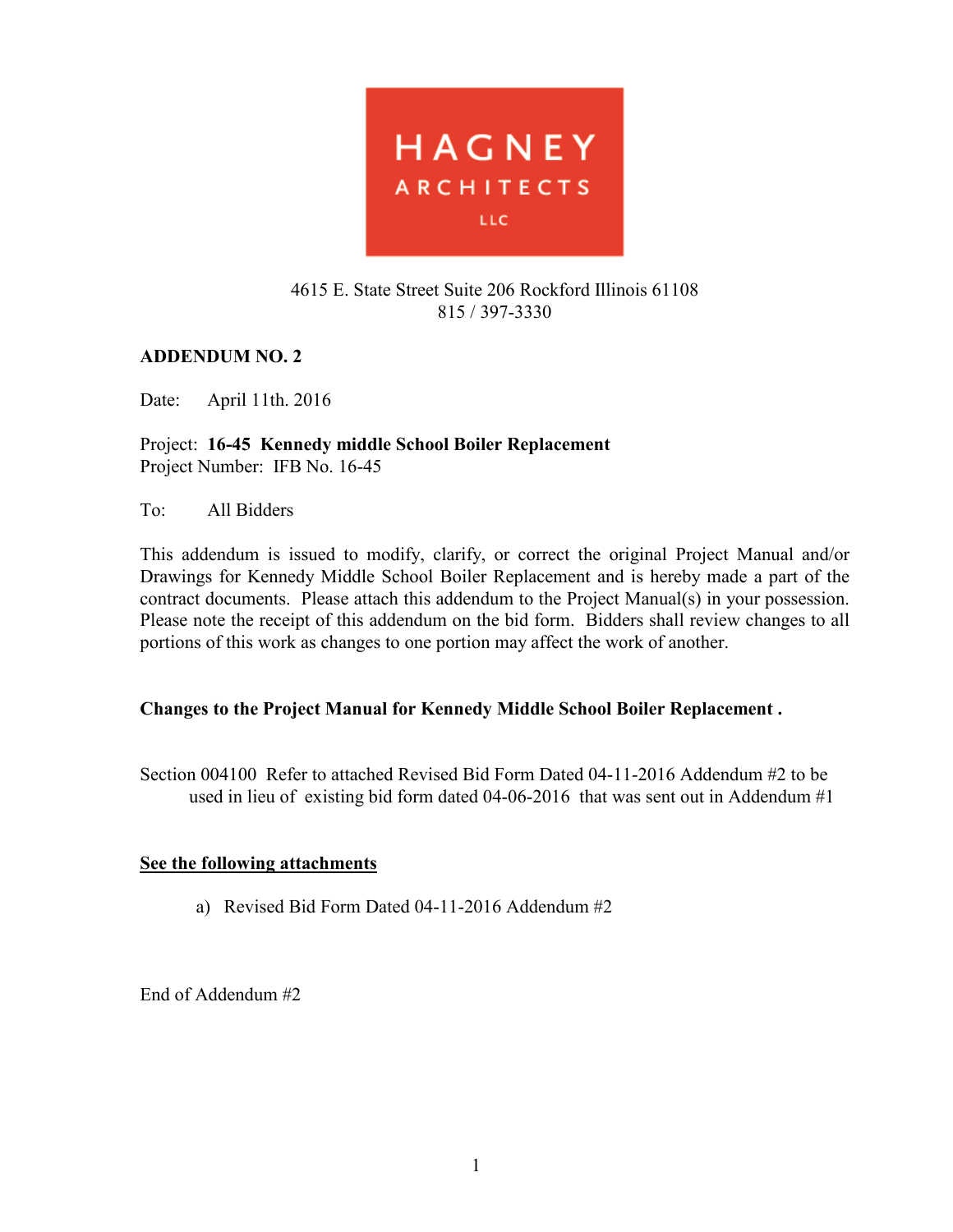HAGNEY ARCHITECTS LLC

4615 E. State Street Suite 206 Rockford Illinois 61108
815 / 397-3330

**ADDENDUM NO. 2**

Date: April 11th. 2016

Project: **16-45 Kennedy middle School Boiler Replacement**
Project Number: IFB No. 16-45

To: All Bidders

This addendum is issued to modify, clarify, or correct the original Project Manual and/or Drawings for Kennedy Middle School Boiler Replacement and is hereby made a part of the contract documents. Please attach this addendum to the Project Manual(s) in your possession. Please note the receipt of this addendum on the bid form. Bidders shall review changes to all portions of this work as changes to one portion may affect the work of another.

**Changes to the Project Manual for Kennedy Middle School Boiler Replacement .**

Section 004100 Refer to attached Revised Bid Form Dated 04-11-2016 Addendum #2 to be used in lieu of existing bid form dated 04-06-2016 that was sent out in Addendum #1

**<u>See the following attachments</u>**

a) Revised Bid Form Dated 04-11-2016 Addendum #2

End of Addendum #2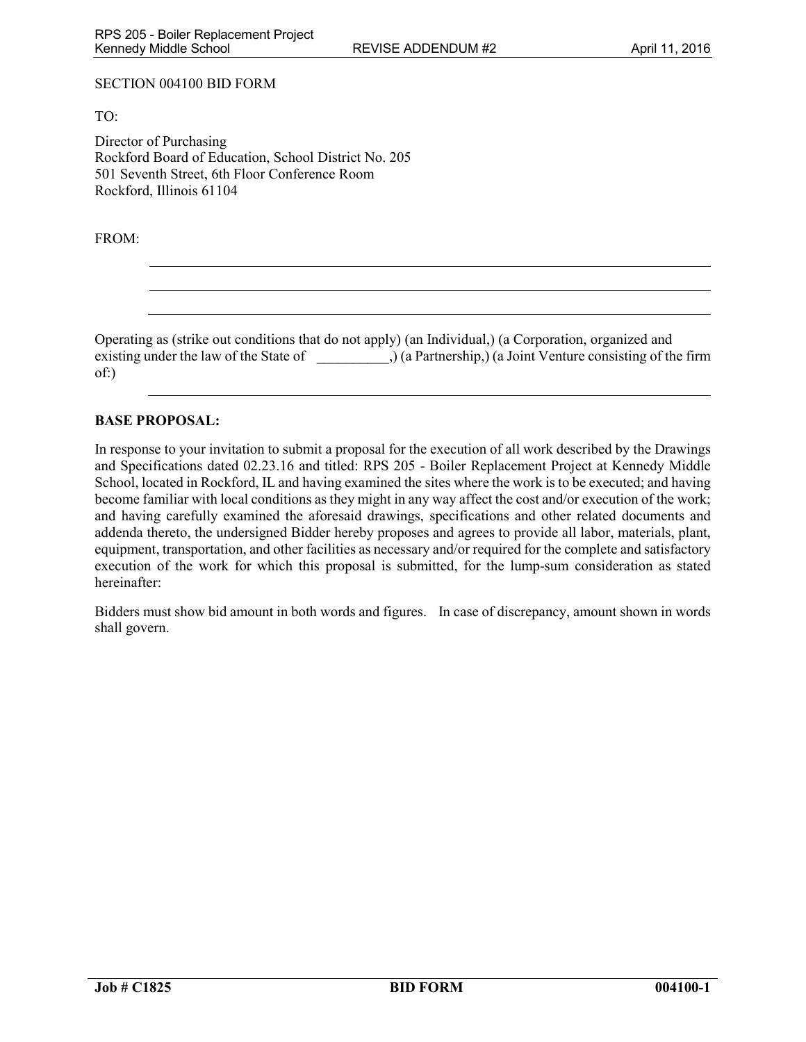SECTION 004100 BID FORM

TO:

Director of Purchasing
Rockford Board of Education, School District No. 205
501 Seventh Street, 6th Floor Conference Room
Rockford, Illinois 61104

FROM:

______________________________________________________________________

______________________________________________________________________

______________________________________________________________________

Operating as (strike out conditions that do not apply) (an Individual,) (a Corporation, organized and existing under the law of the State of __________,) (a Partnership,) (a Joint Venture consisting of the firm of:)

______________________________________________________________________

**BASE PROPOSAL:**

In response to your invitation to submit a proposal for the execution of all work described by the Drawings and Specifications dated 02.23.16 and titled: RPS 205 - Boiler Replacement Project at Kennedy Middle School, located in Rockford, IL and having examined the sites where the work is to be executed; and having become familiar with local conditions as they might in any way affect the cost and/or execution of the work; and having carefully examined the aforesaid drawings, specifications and other related documents and addenda thereto, the undersigned Bidder hereby proposes and agrees to provide all labor, materials, plant, equipment, transportation, and other facilities as necessary and/or required for the complete and satisfactory execution of the work for which this proposal is submitted, for the lump-sum consideration as stated hereinafter:

Bidders must show bid amount in both words and figures. In case of discrepancy, amount shown in words shall govern.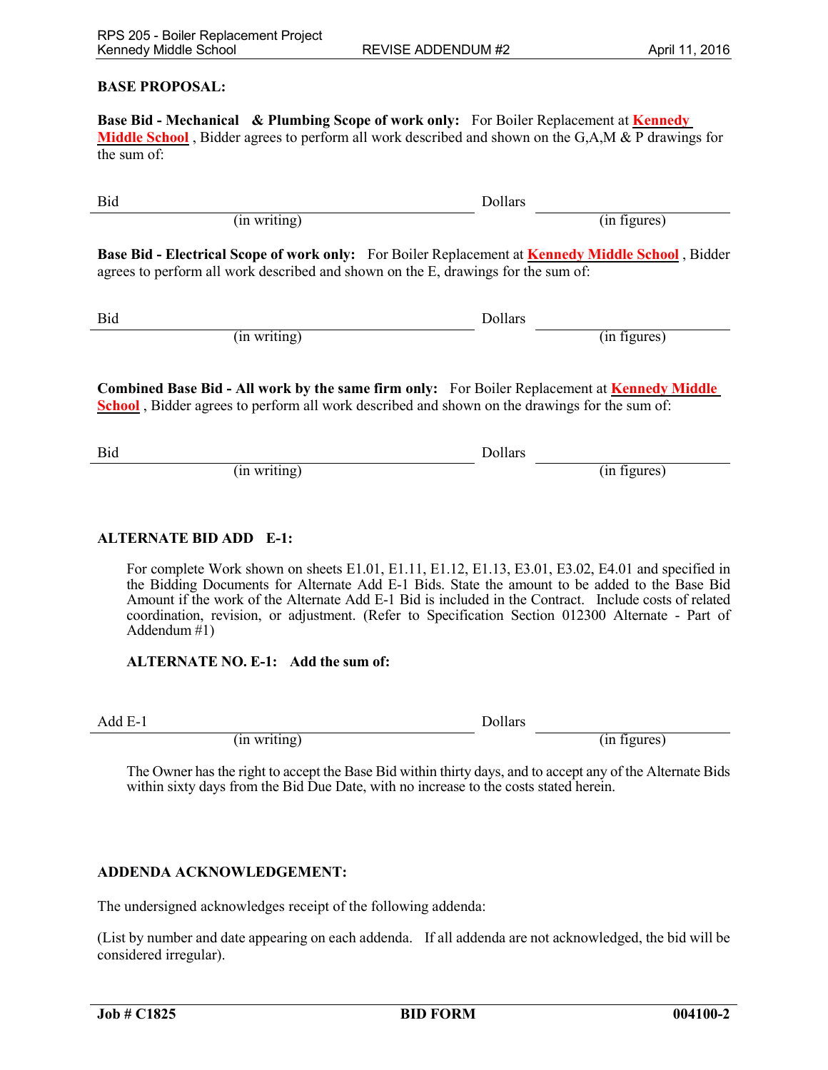**BASE PROPOSAL:**

**Base Bid - Mechanical & Plumbing Scope of work only:** For Boiler Replacement at **Kennedy Middle School** , Bidder agrees to perform all work described and shown on the G,A,M & P drawings for the sum of:

Bid ______________________________ Dollars ______________
(in writing) (in figures)

**Base Bid - Electrical Scope of work only:** For Boiler Replacement at **Kennedy Middle School** , Bidder agrees to perform all work described and shown on the E, drawings for the sum of:

Bid ______________________________ Dollars ______________
(in writing) (in figures)

**Combined Base Bid - All work by the same firm only:** For Boiler Replacement at **Kennedy Middle School** , Bidder agrees to perform all work described and shown on the drawings for the sum of:

Bid ______________________________ Dollars ______________
(in writing) (in figures)

**ALTERNATE BID ADD E-1:**

For complete Work shown on sheets E1.01, E1.11, E1.12, E1.13, E3.01, E3.02, E4.01 and specified in the Bidding Documents for Alternate Add E-1 Bids. State the amount to be added to the Base Bid Amount if the work of the Alternate Add E-1 Bid is included in the Contract. Include costs of related coordination, revision, or adjustment. (Refer to Specification Section 012300 Alternate - Part of Addendum #1)

**ALTERNATE NO. E-1: Add the sum of:**

Add E-1 ______________________________ Dollars ______________
(in writing) (in figures)

The Owner has the right to accept the Base Bid within thirty days, and to accept any of the Alternate Bids within sixty days from the Bid Due Date, with no increase to the costs stated herein.

**ADDENDA ACKNOWLEDGEMENT:**

The undersigned acknowledges receipt of the following addenda:

(List by number and date appearing on each addenda. If all addenda are not acknowledged, the bid will be considered irregular).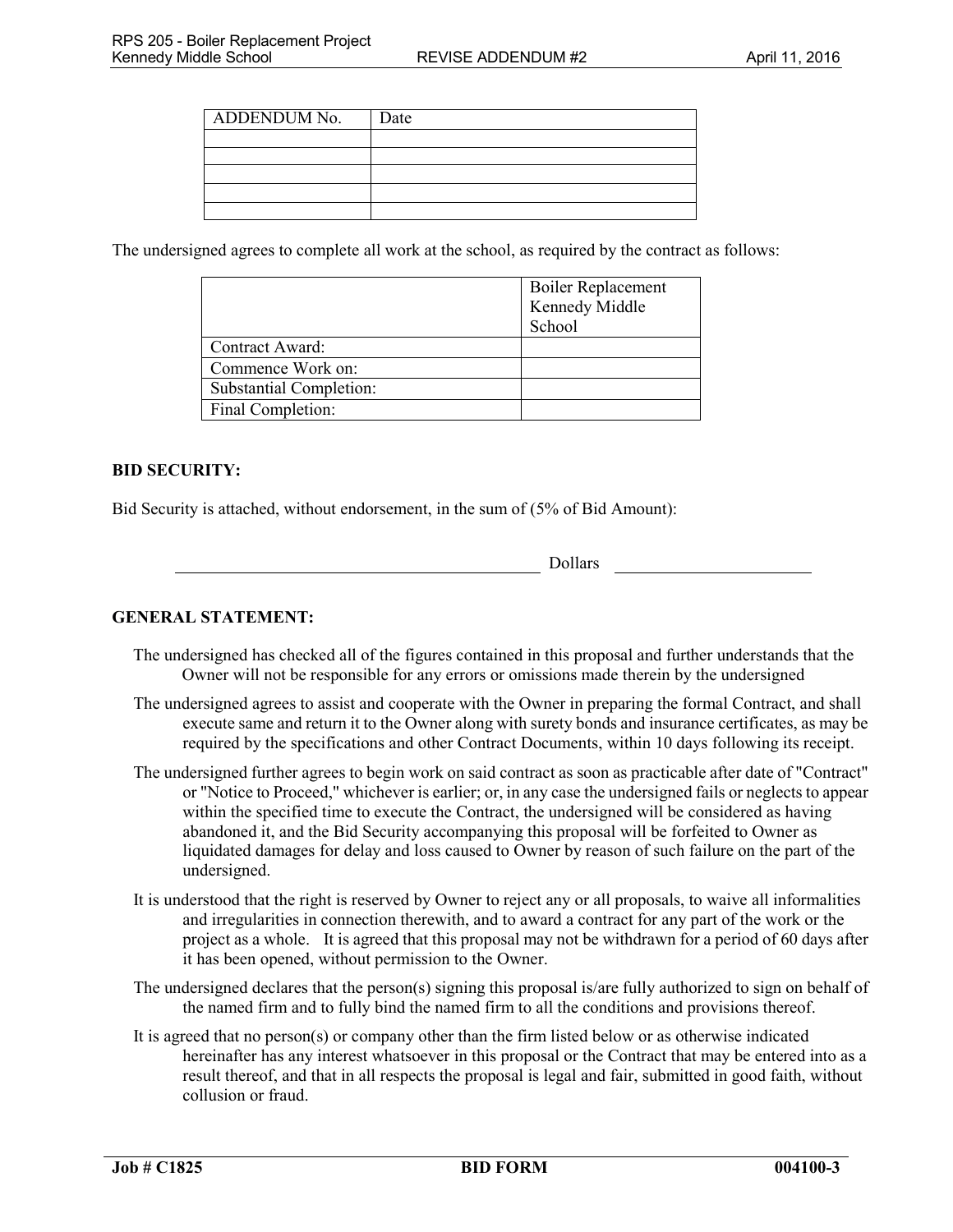| ADDENDUM No. | Date |
| --- | --- |
| | |
| | |
| | |
| | |
| | |

The undersigned agrees to complete all work at the school, as required by the contract as follows:

| | Boiler Replacement Kennedy Middle School |
| --- | --- |
| Contract Award: | |
| Commence Work on: | |
| Substantial Completion: | |
| Final Completion: | |

**BID SECURITY:**

Bid Security is attached, without endorsement, in the sum of (5% of Bid Amount):

\_\_\_\_\_\_\_\_\_\_\_\_\_\_\_\_\_\_\_\_\_\_\_\_\_\_\_\_\_\_\_\_\_\_\_\_\_\_\_\_ Dollars \_\_\_\_\_\_\_\_\_\_\_\_\_\_\_\_\_\_\_\_\_\_

**GENERAL STATEMENT:**

The undersigned has checked all of the figures contained in this proposal and further understands that the Owner will not be responsible for any errors or omissions made therein by the undersigned

The undersigned agrees to assist and cooperate with the Owner in preparing the formal Contract, and shall execute same and return it to the Owner along with surety bonds and insurance certificates, as may be required by the specifications and other Contract Documents, within 10 days following its receipt.

The undersigned further agrees to begin work on said contract as soon as practicable after date of "Contract" or "Notice to Proceed," whichever is earlier; or, in any case the undersigned fails or neglects to appear within the specified time to execute the Contract, the undersigned will be considered as having abandoned it, and the Bid Security accompanying this proposal will be forfeited to Owner as liquidated damages for delay and loss caused to Owner by reason of such failure on the part of the undersigned.

It is understood that the right is reserved by Owner to reject any or all proposals, to waive all informalities and irregularities in connection therewith, and to award a contract for any part of the work or the project as a whole. It is agreed that this proposal may not be withdrawn for a period of 60 days after it has been opened, without permission to the Owner.

The undersigned declares that the person(s) signing this proposal is/are fully authorized to sign on behalf of the named firm and to fully bind the named firm to all the conditions and provisions thereof.

It is agreed that no person(s) or company other than the firm listed below or as otherwise indicated hereinafter has any interest whatsoever in this proposal or the Contract that may be entered into as a result thereof, and that in all respects the proposal is legal and fair, submitted in good faith, without collusion or fraud.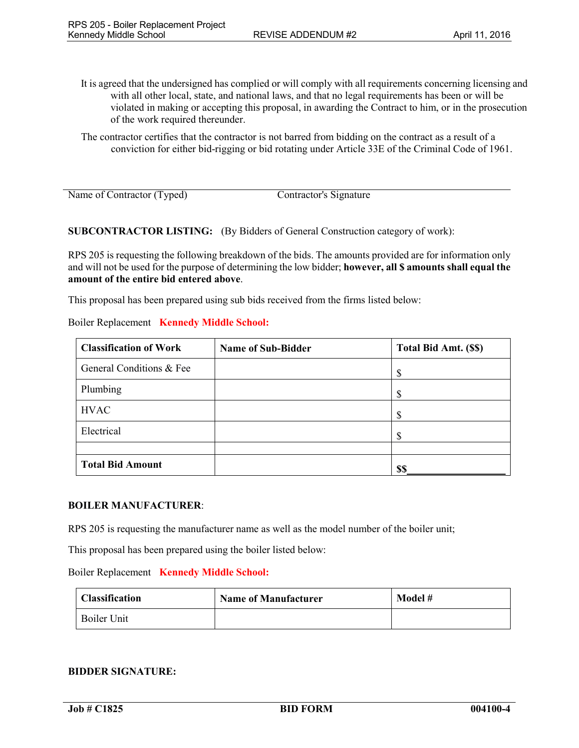It is agreed that the undersigned has complied or will comply with all requirements concerning licensing and with all other local, state, and national laws, and that no legal requirements has been or will be violated in making or accepting this proposal, in awarding the Contract to him, or in the prosecution of the work required thereunder.

The contractor certifies that the contractor is not barred from bidding on the contract as a result of a conviction for either bid-rigging or bid rotating under Article 33E of the Criminal Code of 1961.

Name of Contractor (Typed) Contractor's Signature

**SUBCONTRACTOR LISTING:** (By Bidders of General Construction category of work):

RPS 205 is requesting the following breakdown of the bids. The amounts provided are for information only and will not be used for the purpose of determining the low bidder; **however, all $ amounts shall equal the amount of the entire bid entered above**.

This proposal has been prepared using sub bids received from the firms listed below:

Boiler Replacement **Kennedy Middle School:**

| **Classification of Work** | **Name of Sub-Bidder** | **Total Bid Amt. ($$)** |
|---|---|---|
| General Conditions & Fee | | $ |
| Plumbing | | $ |
| HVAC | | $ |
| Electrical | | $ |
| | | |
| **Total Bid Amount** | | **$$**___________________ |

**BOILER MANUFACTURER**:

RPS 205 is requesting the manufacturer name as well as the model number of the boiler unit;

This proposal has been prepared using the boiler listed below:

Boiler Replacement **Kennedy Middle School:**

| **Classification** | **Name of Manufacturer** | **Model #** |
|---|---|---|
| Boiler Unit | | |

**BIDDER SIGNATURE:**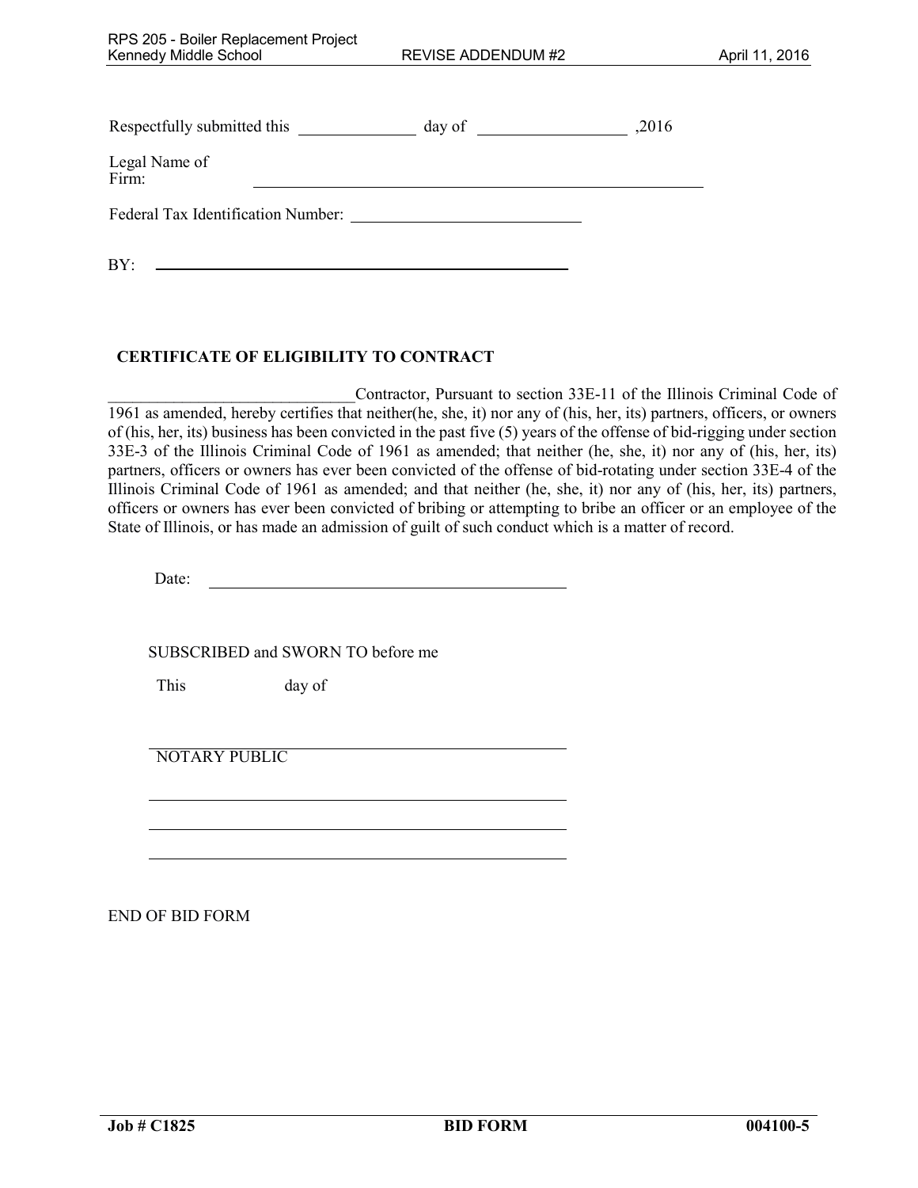Respectfully submitted this ______________ day of __________________ ,2016

Legal Name of Firm: ____________________________________________________

Federal Tax Identification Number: ____________________________

BY: ____________________________________________________

**CERTIFICATE OF ELIGIBILITY TO CONTRACT**

______________________________Contractor, Pursuant to section 33E-11 of the Illinois Criminal Code of 1961 as amended, hereby certifies that neither(he, she, it) nor any of (his, her, its) partners, officers, or owners of (his, her, its) business has been convicted in the past five (5) years of the offense of bid-rigging under section 33E-3 of the Illinois Criminal Code of 1961 as amended; that neither (he, she, it) nor any of (his, her, its) partners, officers or owners has ever been convicted of the offense of bid-rotating under section 33E-4 of the Illinois Criminal Code of 1961 as amended; and that neither (he, she, it) nor any of (his, her, its) partners, officers or owners has ever been convicted of bribing or attempting to bribe an officer or an employee of the State of Illinois, or has made an admission of guilt of such conduct which is a matter of record.

Date: ____________________________________________

SUBSCRIBED and SWORN TO before me

This day of

____________________________________________________
NOTARY PUBLIC

____________________________________________________

____________________________________________________

____________________________________________________

END OF BID FORM